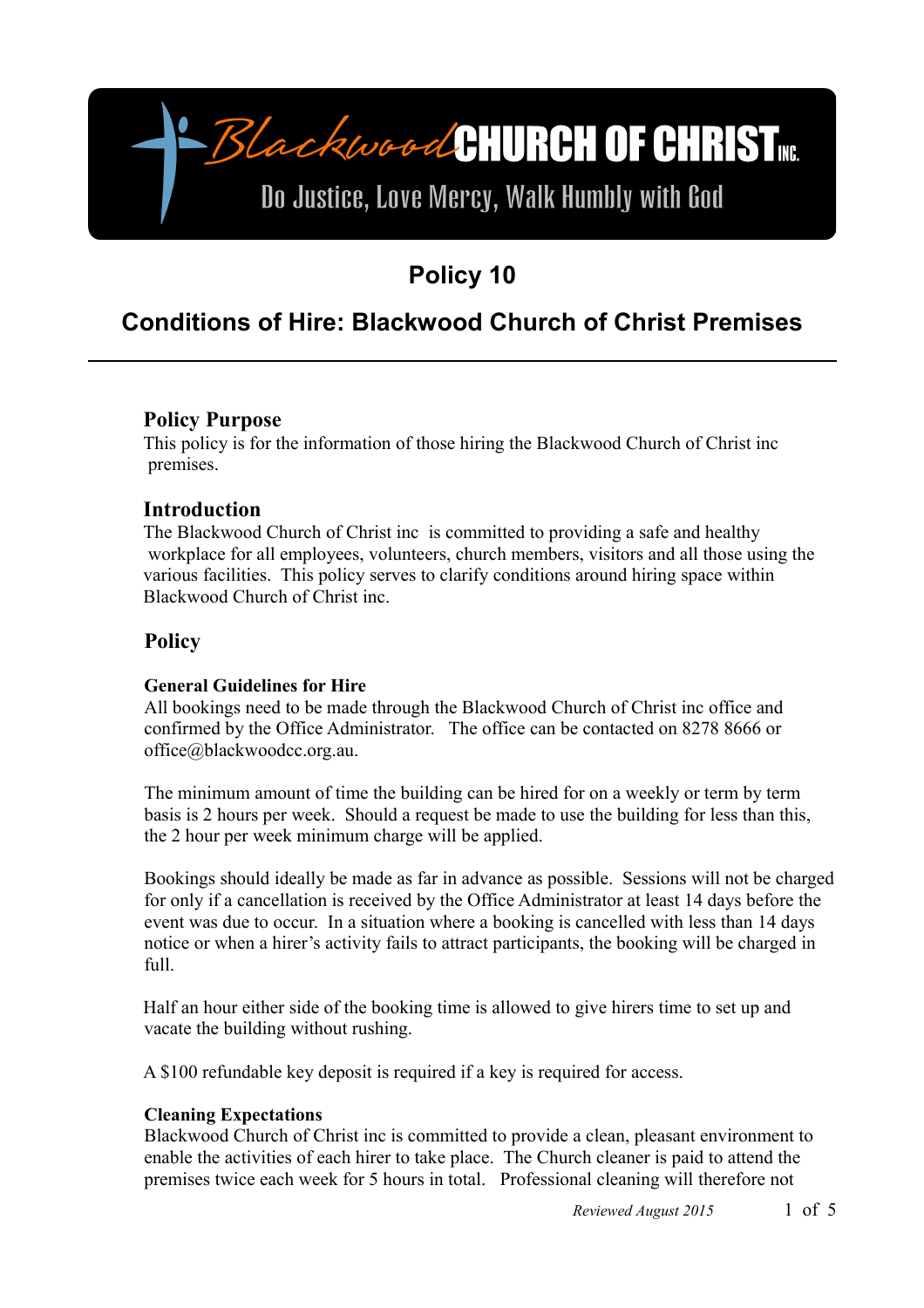Blackwood CHURCH OF CHRIST INC.

Do Justice, Love Mercy, Walk Humbly with God

# Policy 10

## Conditions of Hire: Blackwood Church of Christ Premises

---

### Policy Purpose

This policy is for the information of those hiring the Blackwood Church of Christ inc premises.

### Introduction

The Blackwood Church of Christ inc is committed to providing a safe and healthy workplace for all employees, volunteers, church members, visitors and all those using the various facilities. This policy serves to clarify conditions around hiring space within Blackwood Church of Christ inc.

### Policy

**General Guidelines for Hire**

All bookings need to be made through the Blackwood Church of Christ inc office and confirmed by the Office Administrator. The office can be contacted on 8278 8666 or office@blackwoodcc.org.au.

The minimum amount of time the building can be hired for on a weekly or term by term basis is 2 hours per week. Should a request be made to use the building for less than this, the 2 hour per week minimum charge will be applied.

Bookings should ideally be made as far in advance as possible. Sessions will not be charged for only if a cancellation is received by the Office Administrator at least 14 days before the event was due to occur. In a situation where a booking is cancelled with less than 14 days notice or when a hirer's activity fails to attract participants, the booking will be charged in full.

Half an hour either side of the booking time is allowed to give hirers time to set up and vacate the building without rushing.

A $100 refundable key deposit is required if a key is required for access.

**Cleaning Expectations**

Blackwood Church of Christ inc is committed to provide a clean, pleasant environment to enable the activities of each hirer to take place. The Church cleaner is paid to attend the premises twice each week for 5 hours in total. Professional cleaning will therefore not

*Reviewed August 2015*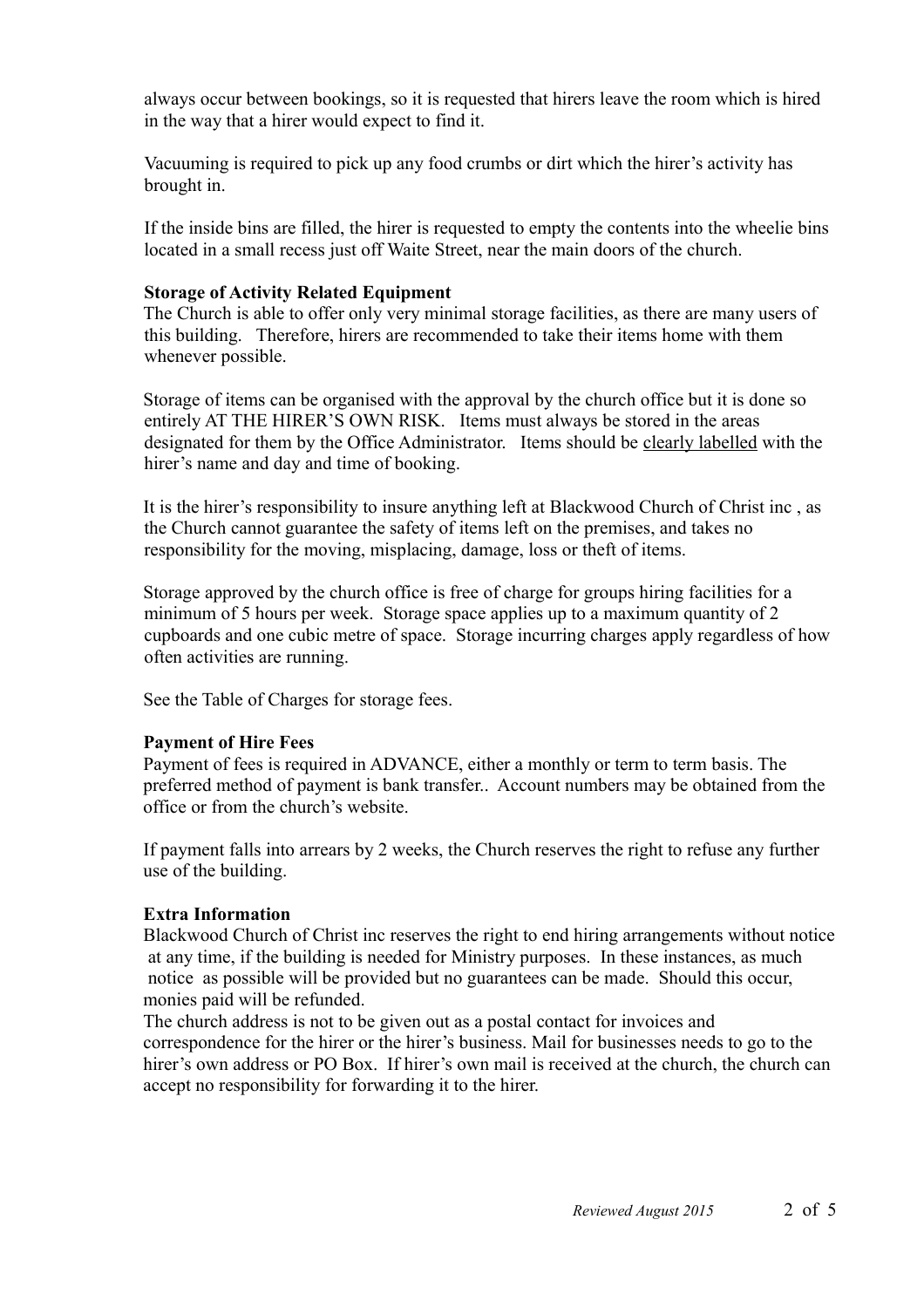always occur between bookings, so it is requested that hirers leave the room which is hired in the way that a hirer would expect to find it.

Vacuuming is required to pick up any food crumbs or dirt which the hirer's activity has brought in.

If the inside bins are filled, the hirer is requested to empty the contents into the wheelie bins located in a small recess just off Waite Street, near the main doors of the church.

**Storage of Activity Related Equipment**

The Church is able to offer only very minimal storage facilities, as there are many users of this building. Therefore, hirers are recommended to take their items home with them whenever possible.

Storage of items can be organised with the approval by the church office but it is done so entirely AT THE HIRER'S OWN RISK. Items must always be stored in the areas designated for them by the Office Administrator. Items should be <u>clearly labelled</u> with the hirer's name and day and time of booking.

It is the hirer's responsibility to insure anything left at Blackwood Church of Christ inc , as the Church cannot guarantee the safety of items left on the premises, and takes no responsibility for the moving, misplacing, damage, loss or theft of items.

Storage approved by the church office is free of charge for groups hiring facilities for a minimum of 5 hours per week. Storage space applies up to a maximum quantity of 2 cupboards and one cubic metre of space. Storage incurring charges apply regardless of how often activities are running.

See the Table of Charges for storage fees.

**Payment of Hire Fees**

Payment of fees is required in ADVANCE, either a monthly or term to term basis. The preferred method of payment is bank transfer.. Account numbers may be obtained from the office or from the church's website.

If payment falls into arrears by 2 weeks, the Church reserves the right to refuse any further use of the building.

**Extra Information**

Blackwood Church of Christ inc reserves the right to end hiring arrangements without notice at any time, if the building is needed for Ministry purposes. In these instances, as much notice as possible will be provided but no guarantees can be made. Should this occur, monies paid will be refunded.
The church address is not to be given out as a postal contact for invoices and correspondence for the hirer or the hirer's business. Mail for businesses needs to go to the hirer's own address or PO Box. If hirer's own mail is received at the church, the church can accept no responsibility for forwarding it to the hirer.

*Reviewed August 2015*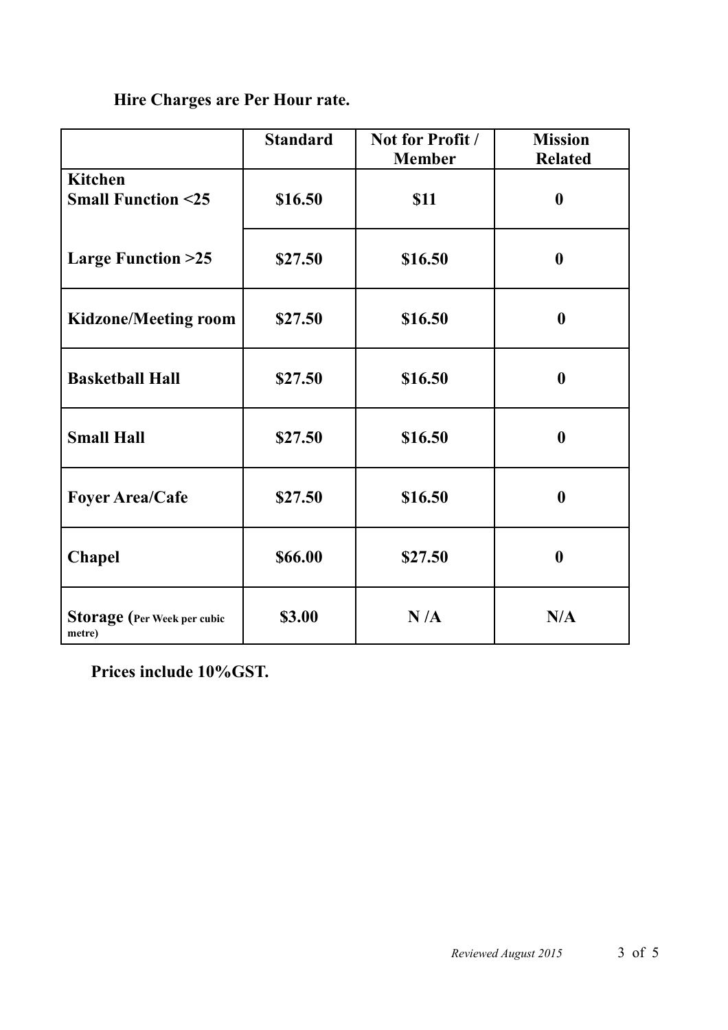**Hire Charges are Per Hour rate.**

| | Standard | Not for Profit / Member | Mission Related |
|---|---|---|---|
| **Kitchen**<br>**Small Function <25** | **$16.50** | **$11** | **0** |
| **Large Function >25** | **$27.50** | **$16.50** | **0** |
| **Kidzone/Meeting room** | **$27.50** | **$16.50** | **0** |
| **Basketball Hall** | **$27.50** | **$16.50** | **0** |
| **Small Hall** | **$27.50** | **$16.50** | **0** |
| **Foyer Area/Cafe** | **$27.50** | **$16.50** | **0** |
| **Chapel** | **$66.00** | **$27.50** | **0** |
| **Storage (Per Week per cubic metre)** | **$3.00** | **N /A** | **N/A** |

**Prices include 10%GST.**

*Reviewed August 2015*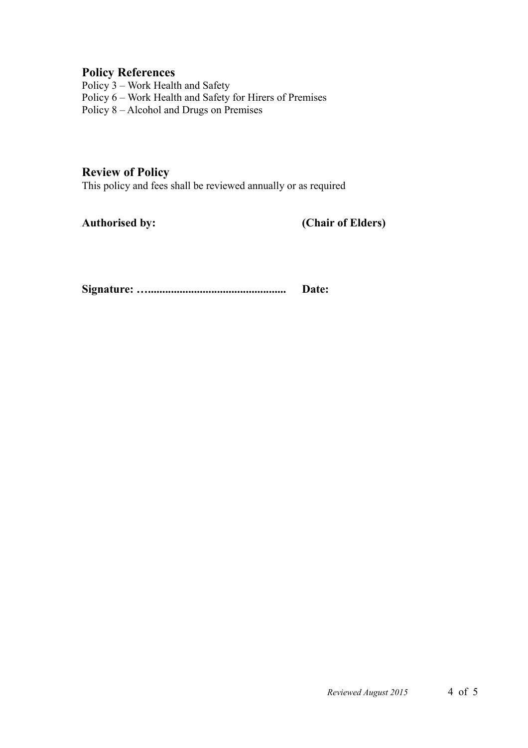## Policy References

Policy 3 – Work Health and Safety
Policy 6 – Work Health and Safety for Hirers of Premises
Policy 8 – Alcohol and Drugs on Premises

## Review of Policy

This policy and fees shall be reviewed annually or as required

**Authorised by:** **(Chair of Elders)**

**Signature: ….............................................. Date:**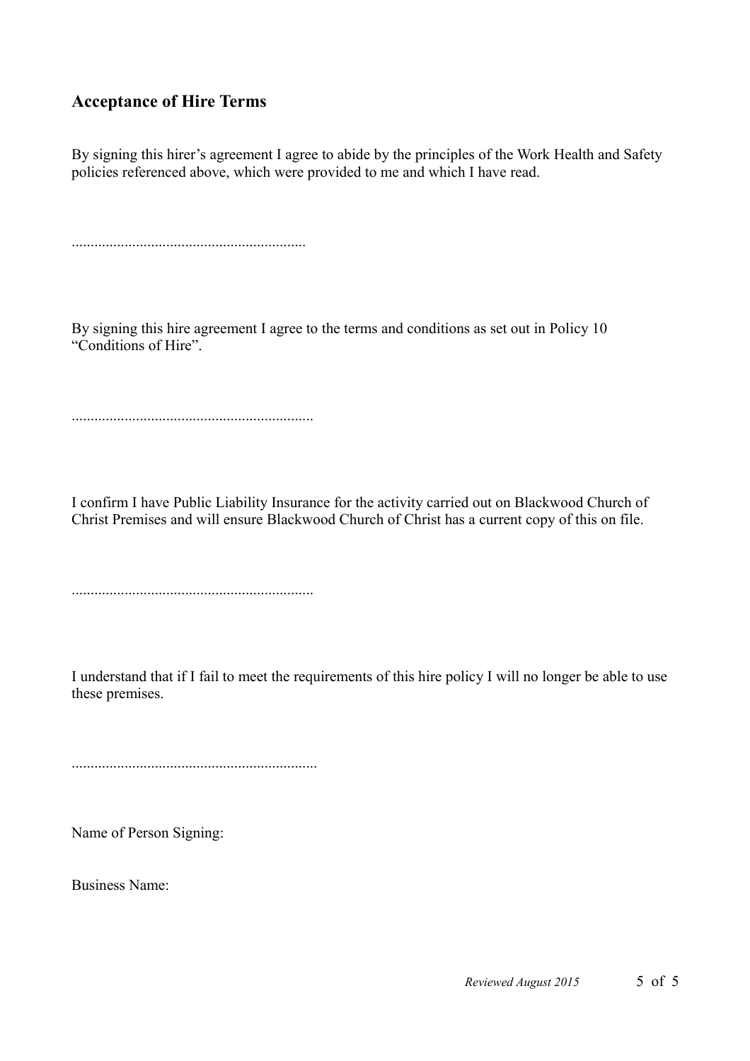## Acceptance of Hire Terms

By signing this hirer's agreement I agree to abide by the principles of the Work Health and Safety policies referenced above, which were provided to me and which I have read.

..............................................................

By signing this hire agreement I agree to the terms and conditions as set out in Policy 10 "Conditions of Hire".

................................................................

I confirm I have Public Liability Insurance for the activity carried out on Blackwood Church of Christ Premises and will ensure Blackwood Church of Christ has a current copy of this on file.

................................................................

I understand that if I fail to meet the requirements of this hire policy I will no longer be able to use these premises.

.................................................................

Name of Person Signing:

Business Name:

*Reviewed August 2015*